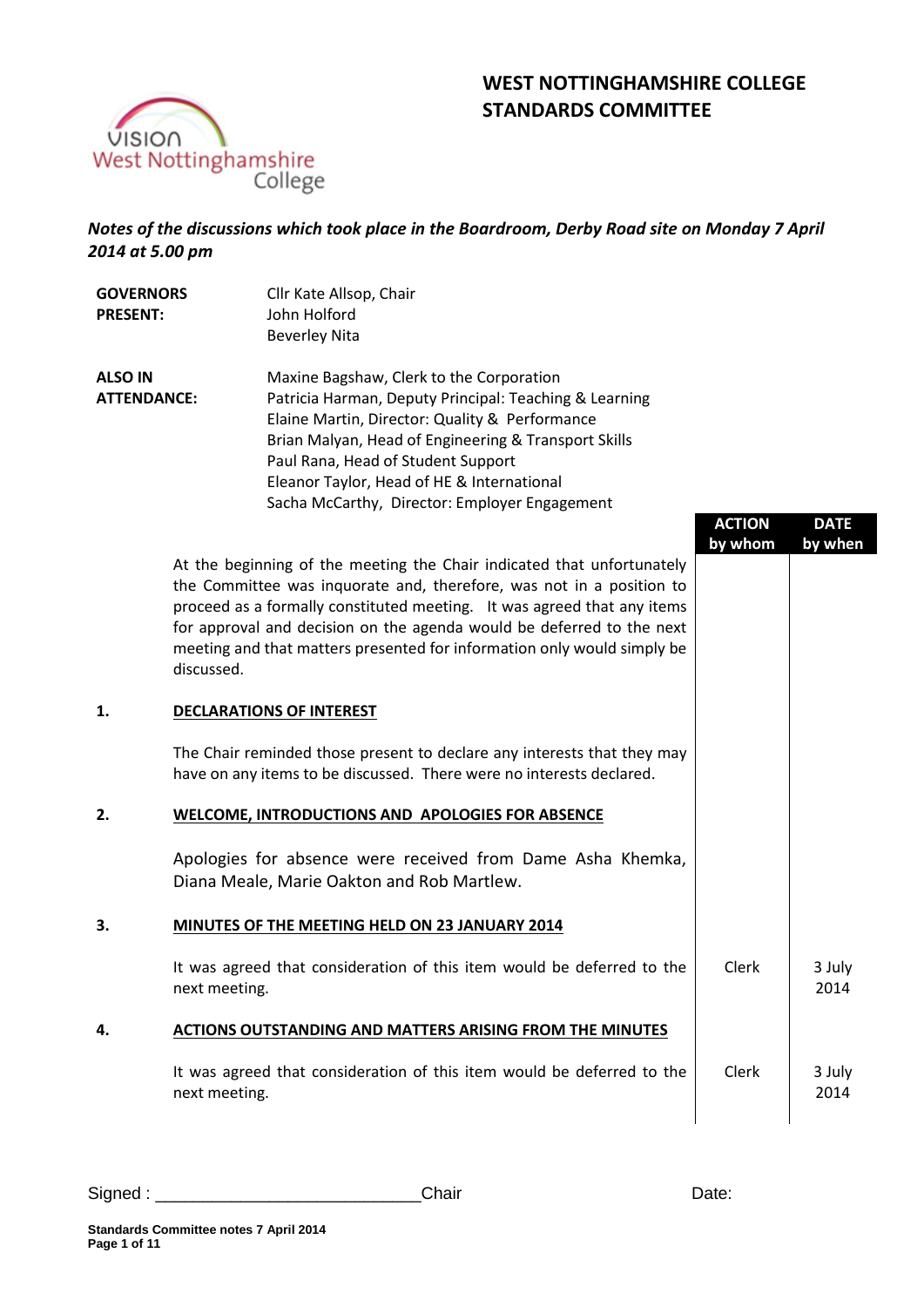# WEST NOTTINGHAMSHIRE COLLEGE STANDARDS COMMITTEE

*Notes of the discussions which took place in the Boardroom, Derby Road site on Monday 7 April 2014 at 5.00 pm*

**GOVERNORS PRESENT:**
Cllr Kate Allsop, Chair
John Holford
Beverley Nita

**ALSO IN ATTENDANCE:**
Maxine Bagshaw, Clerk to the Corporation
Patricia Harman, Deputy Principal: Teaching & Learning
Elaine Martin, Director: Quality & Performance
Brian Malyan, Head of Engineering & Transport Skills
Paul Rana, Head of Student Support
Eleanor Taylor, Head of HE & International
Sacha McCarthy, Director: Employer Engagement

| | | ACTION by whom | DATE by when |
|---|---|---|---|
| | At the beginning of the meeting the Chair indicated that unfortunately the Committee was inquorate and, therefore, was not in a position to proceed as a formally constituted meeting. It was agreed that any items for approval and decision on the agenda would be deferred to the next meeting and that matters presented for information only would simply be discussed. | | |
| **1.** | **DECLARATIONS OF INTEREST** | | |
| | The Chair reminded those present to declare any interests that they may have on any items to be discussed. There were no interests declared. | | |
| **2.** | **WELCOME, INTRODUCTIONS AND APOLOGIES FOR ABSENCE** | | |
| | Apologies for absence were received from Dame Asha Khemka, Diana Meale, Marie Oakton and Rob Martlew. | | |
| **3.** | **MINUTES OF THE MEETING HELD ON 23 JANUARY 2014** | | |
| | It was agreed that consideration of this item would be deferred to the next meeting. | Clerk | 3 July 2014 |
| **4.** | **ACTIONS OUTSTANDING AND MATTERS ARISING FROM THE MINUTES** | | |
| | It was agreed that consideration of this item would be deferred to the next meeting. | Clerk | 3 July 2014 |

Signed : ___________________________Chair Date: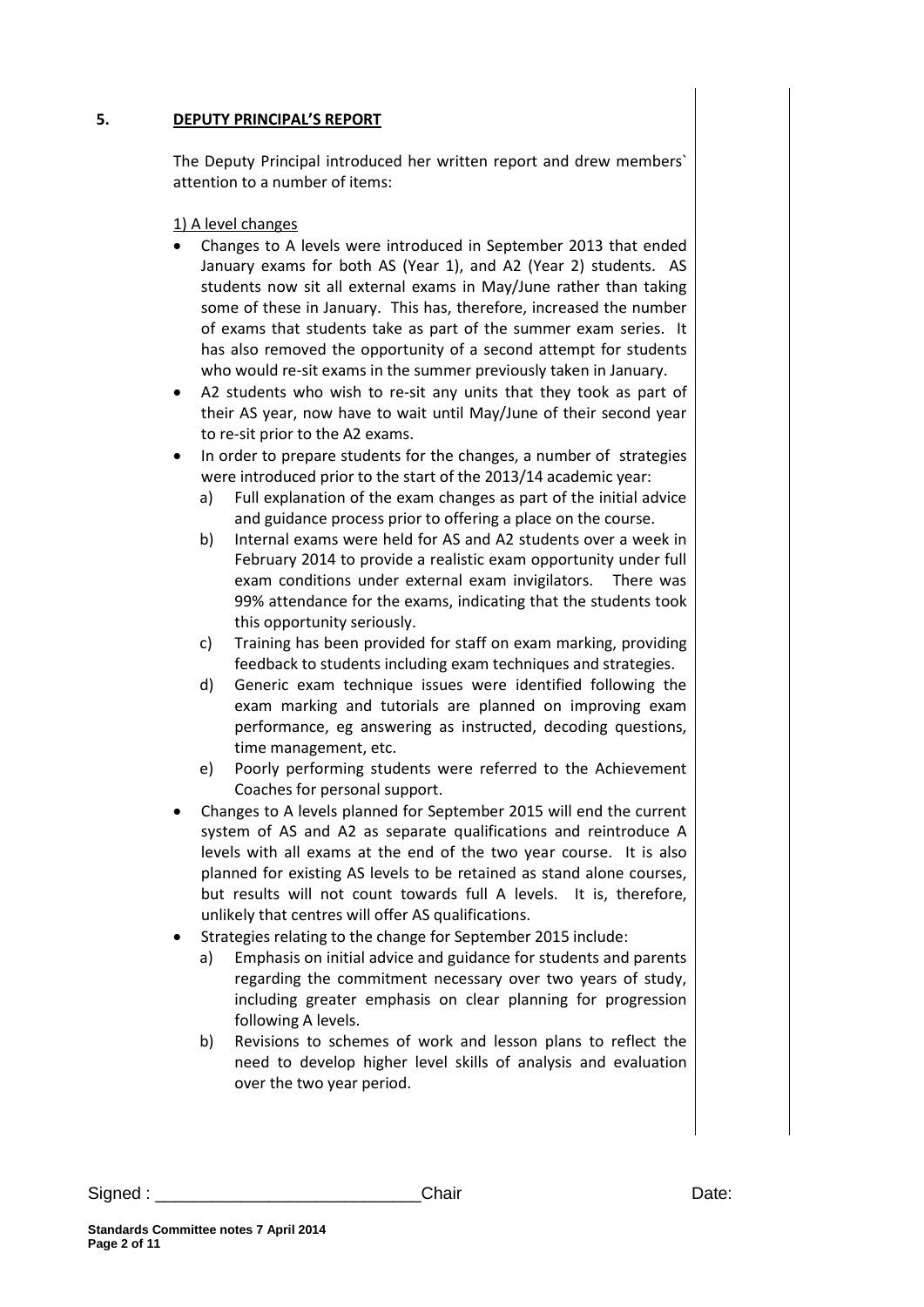## 5. DEPUTY PRINCIPAL'S REPORT

The Deputy Principal introduced her written report and drew members` attention to a number of items:

1) A level changes

- Changes to A levels were introduced in September 2013 that ended January exams for both AS (Year 1), and A2 (Year 2) students. AS students now sit all external exams in May/June rather than taking some of these in January. This has, therefore, increased the number of exams that students take as part of the summer exam series. It has also removed the opportunity of a second attempt for students who would re-sit exams in the summer previously taken in January.
- A2 students who wish to re-sit any units that they took as part of their AS year, now have to wait until May/June of their second year to re-sit prior to the A2 exams.
- In order to prepare students for the changes, a number of strategies were introduced prior to the start of the 2013/14 academic year:
  - a) Full explanation of the exam changes as part of the initial advice and guidance process prior to offering a place on the course.
  - b) Internal exams were held for AS and A2 students over a week in February 2014 to provide a realistic exam opportunity under full exam conditions under external exam invigilators. There was 99% attendance for the exams, indicating that the students took this opportunity seriously.
  - c) Training has been provided for staff on exam marking, providing feedback to students including exam techniques and strategies.
  - d) Generic exam technique issues were identified following the exam marking and tutorials are planned on improving exam performance, eg answering as instructed, decoding questions, time management, etc.
  - e) Poorly performing students were referred to the Achievement Coaches for personal support.
- Changes to A levels planned for September 2015 will end the current system of AS and A2 as separate qualifications and reintroduce A levels with all exams at the end of the two year course. It is also planned for existing AS levels to be retained as stand alone courses, but results will not count towards full A levels. It is, therefore, unlikely that centres will offer AS qualifications.
- Strategies relating to the change for September 2015 include:
  - a) Emphasis on initial advice and guidance for students and parents regarding the commitment necessary over two years of study, including greater emphasis on clear planning for progression following A levels.
  - b) Revisions to schemes of work and lesson plans to reflect the need to develop higher level skills of analysis and evaluation over the two year period.

Signed : ___________________________Chair Date: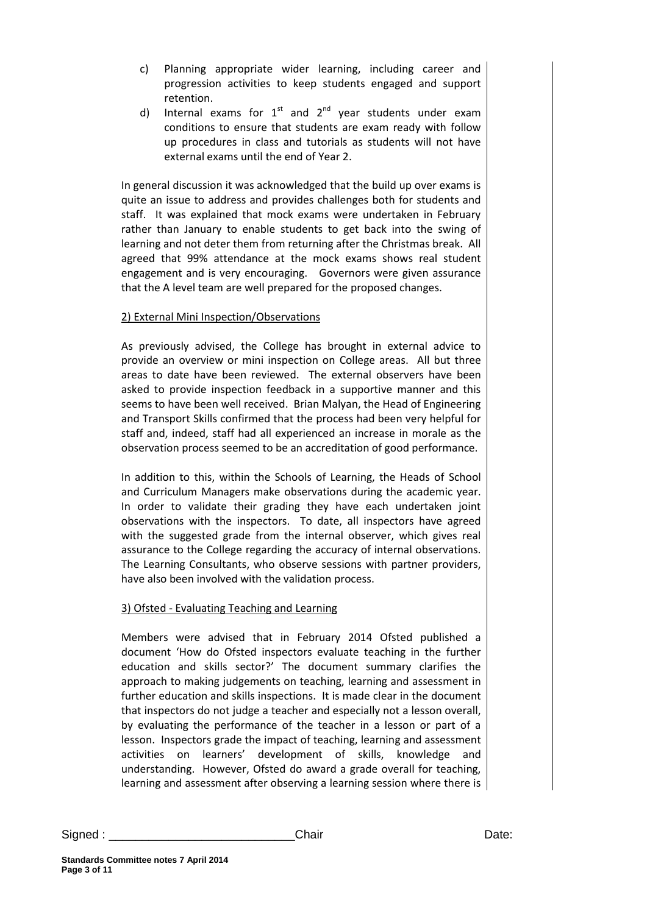c) Planning appropriate wider learning, including career and progression activities to keep students engaged and support retention.
d) Internal exams for 1st and 2nd year students under exam conditions to ensure that students are exam ready with follow up procedures in class and tutorials as students will not have external exams until the end of Year 2.

In general discussion it was acknowledged that the build up over exams is quite an issue to address and provides challenges both for students and staff. It was explained that mock exams were undertaken in February rather than January to enable students to get back into the swing of learning and not deter them from returning after the Christmas break. All agreed that 99% attendance at the mock exams shows real student engagement and is very encouraging. Governors were given assurance that the A level team are well prepared for the proposed changes.

2) External Mini Inspection/Observations

As previously advised, the College has brought in external advice to provide an overview or mini inspection on College areas. All but three areas to date have been reviewed. The external observers have been asked to provide inspection feedback in a supportive manner and this seems to have been well received. Brian Malyan, the Head of Engineering and Transport Skills confirmed that the process had been very helpful for staff and, indeed, staff had all experienced an increase in morale as the observation process seemed to be an accreditation of good performance.

In addition to this, within the Schools of Learning, the Heads of School and Curriculum Managers make observations during the academic year. In order to validate their grading they have each undertaken joint observations with the inspectors. To date, all inspectors have agreed with the suggested grade from the internal observer, which gives real assurance to the College regarding the accuracy of internal observations. The Learning Consultants, who observe sessions with partner providers, have also been involved with the validation process.

3) Ofsted - Evaluating Teaching and Learning

Members were advised that in February 2014 Ofsted published a document 'How do Ofsted inspectors evaluate teaching in the further education and skills sector?' The document summary clarifies the approach to making judgements on teaching, learning and assessment in further education and skills inspections. It is made clear in the document that inspectors do not judge a teacher and especially not a lesson overall, by evaluating the performance of the teacher in a lesson or part of a lesson. Inspectors grade the impact of teaching, learning and assessment activities on learners' development of skills, knowledge and understanding. However, Ofsted do award a grade overall for teaching, learning and assessment after observing a learning session where there is

Signed : ___________________________Chair Date: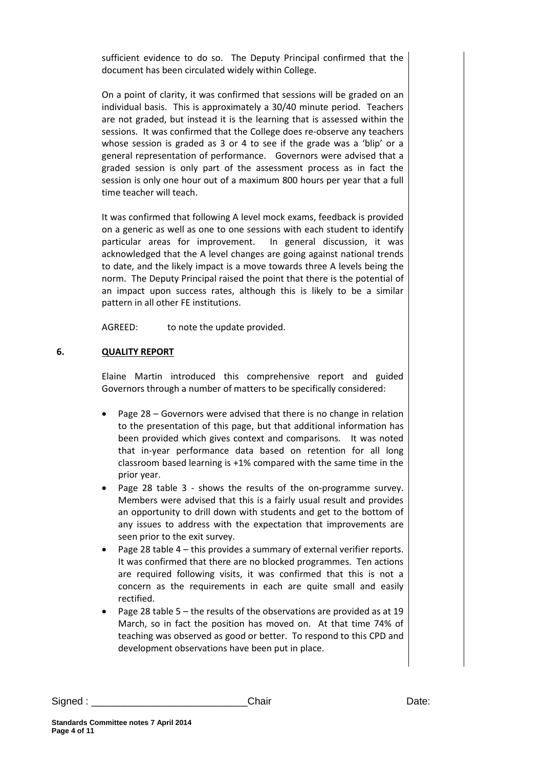sufficient evidence to do so. The Deputy Principal confirmed that the document has been circulated widely within College.

On a point of clarity, it was confirmed that sessions will be graded on an individual basis. This is approximately a 30/40 minute period. Teachers are not graded, but instead it is the learning that is assessed within the sessions. It was confirmed that the College does re-observe any teachers whose session is graded as 3 or 4 to see if the grade was a 'blip' or a general representation of performance. Governors were advised that a graded session is only part of the assessment process as in fact the session is only one hour out of a maximum 800 hours per year that a full time teacher will teach.

It was confirmed that following A level mock exams, feedback is provided on a generic as well as one to one sessions with each student to identify particular areas for improvement. In general discussion, it was acknowledged that the A level changes are going against national trends to date, and the likely impact is a move towards three A levels being the norm. The Deputy Principal raised the point that there is the potential of an impact upon success rates, although this is likely to be a similar pattern in all other FE institutions.

AGREED: to note the update provided.

## 6. QUALITY REPORT

Elaine Martin introduced this comprehensive report and guided Governors through a number of matters to be specifically considered:

- Page 28 – Governors were advised that there is no change in relation to the presentation of this page, but that additional information has been provided which gives context and comparisons. It was noted that in-year performance data based on retention for all long classroom based learning is +1% compared with the same time in the prior year.
- Page 28 table 3 - shows the results of the on-programme survey. Members were advised that this is a fairly usual result and provides an opportunity to drill down with students and get to the bottom of any issues to address with the expectation that improvements are seen prior to the exit survey.
- Page 28 table 4 – this provides a summary of external verifier reports. It was confirmed that there are no blocked programmes. Ten actions are required following visits, it was confirmed that this is not a concern as the requirements in each are quite small and easily rectified.
- Page 28 table 5 – the results of the observations are provided as at 19 March, so in fact the position has moved on. At that time 74% of teaching was observed as good or better. To respond to this CPD and development observations have been put in place.

Signed : ___________________________Chair Date: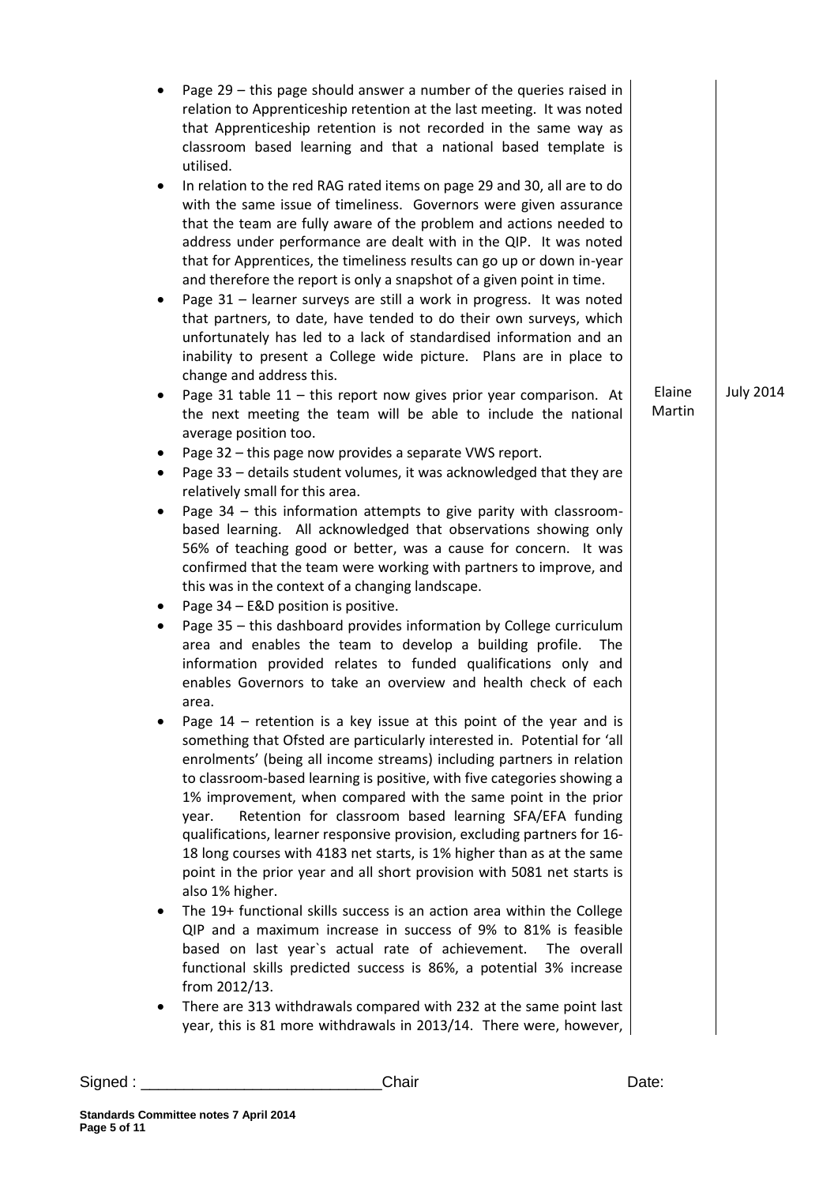| | | |
|---|---|---|
| • Page 29 – this page should answer a number of the queries raised in relation to Apprenticeship retention at the last meeting. It was noted that Apprenticeship retention is not recorded in the same way as classroom based learning and that a national based template is utilised.<br>• In relation to the red RAG rated items on page 29 and 30, all are to do with the same issue of timeliness. Governors were given assurance that the team are fully aware of the problem and actions needed to address under performance are dealt with in the QIP. It was noted that for Apprentices, the timeliness results can go up or down in-year and therefore the report is only a snapshot of a given point in time.<br>• Page 31 – learner surveys are still a work in progress. It was noted that partners, to date, have tended to do their own surveys, which unfortunately has led to a lack of standardised information and an inability to present a College wide picture. Plans are in place to change and address this.<br>• Page 31 table 11 – this report now gives prior year comparison. At the next meeting the team will be able to include the national average position too. | Elaine Martin | July 2014 |
| • Page 32 – this page now provides a separate VWS report.<br>• Page 33 – details student volumes, it was acknowledged that they are relatively small for this area.<br>• Page 34 – this information attempts to give parity with classroom-based learning. All acknowledged that observations showing only 56% of teaching good or better, was a cause for concern. It was confirmed that the team were working with partners to improve, and this was in the context of a changing landscape.<br>• Page 34 – E&D position is positive.<br>• Page 35 – this dashboard provides information by College curriculum area and enables the team to develop a building profile. The information provided relates to funded qualifications only and enables Governors to take an overview and health check of each area.<br>• Page 14 – retention is a key issue at this point of the year and is something that Ofsted are particularly interested in. Potential for 'all enrolments' (being all income streams) including partners in relation to classroom-based learning is positive, with five categories showing a 1% improvement, when compared with the same point in the prior year. Retention for classroom based learning SFA/EFA funding qualifications, learner responsive provision, excluding partners for 16-18 long courses with 4183 net starts, is 1% higher than as at the same point in the prior year and all short provision with 5081 net starts is also 1% higher.<br>• The 19+ functional skills success is an action area within the College QIP and a maximum increase in success of 9% to 81% is feasible based on last year`s actual rate of achievement. The overall functional skills predicted success is 86%, a potential 3% increase from 2012/13.<br>• There are 313 withdrawals compared with 232 at the same point last year, this is 81 more withdrawals in 2013/14. There were, however, | | |

Signed : ____________________________Chair Date:

**Standards Committee notes 7 April 2014**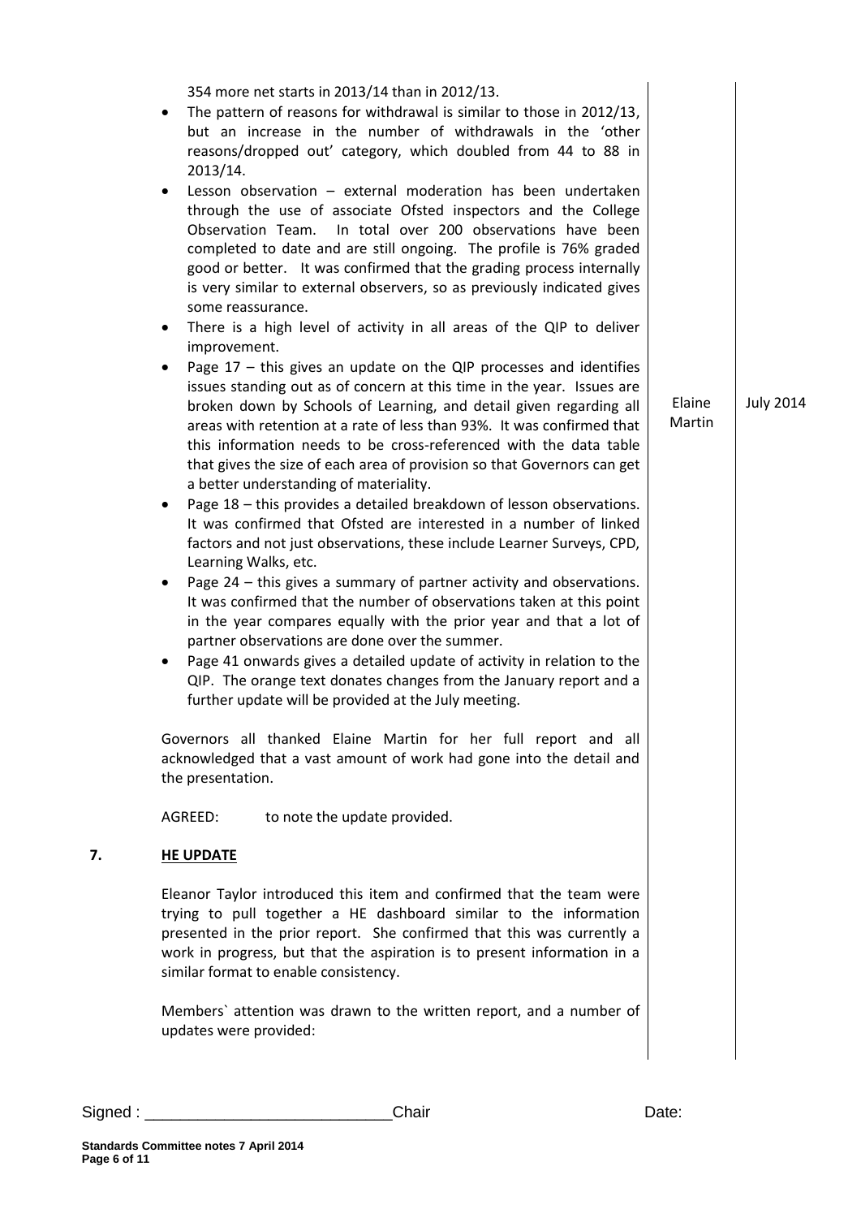354 more net starts in 2013/14 than in 2012/13.

- The pattern of reasons for withdrawal is similar to those in 2012/13, but an increase in the number of withdrawals in the 'other reasons/dropped out' category, which doubled from 44 to 88 in 2013/14.
- Lesson observation – external moderation has been undertaken through the use of associate Ofsted inspectors and the College Observation Team. In total over 200 observations have been completed to date and are still ongoing. The profile is 76% graded good or better. It was confirmed that the grading process internally is very similar to external observers, so as previously indicated gives some reassurance.
- There is a high level of activity in all areas of the QIP to deliver improvement.
- Page 17 – this gives an update on the QIP processes and identifies issues standing out as of concern at this time in the year. Issues are broken down by Schools of Learning, and detail given regarding all areas with retention at a rate of less than 93%. It was confirmed that this information needs to be cross-referenced with the data table that gives the size of each area of provision so that Governors can get a better understanding of materiality. **Elaine Martin – July 2014**
- Page 18 – this provides a detailed breakdown of lesson observations. It was confirmed that Ofsted are interested in a number of linked factors and not just observations, these include Learner Surveys, CPD, Learning Walks, etc.
- Page 24 – this gives a summary of partner activity and observations. It was confirmed that the number of observations taken at this point in the year compares equally with the prior year and that a lot of partner observations are done over the summer.
- Page 41 onwards gives a detailed update of activity in relation to the QIP. The orange text donates changes from the January report and a further update will be provided at the July meeting.

Governors all thanked Elaine Martin for her full report and all acknowledged that a vast amount of work had gone into the detail and the presentation.

AGREED: to note the update provided.

## 7. HE UPDATE

Eleanor Taylor introduced this item and confirmed that the team were trying to pull together a HE dashboard similar to the information presented in the prior report. She confirmed that this was currently a work in progress, but that the aspiration is to present information in a similar format to enable consistency.

Members` attention was drawn to the written report, and a number of updates were provided:

Signed : ___________________________Chair Date: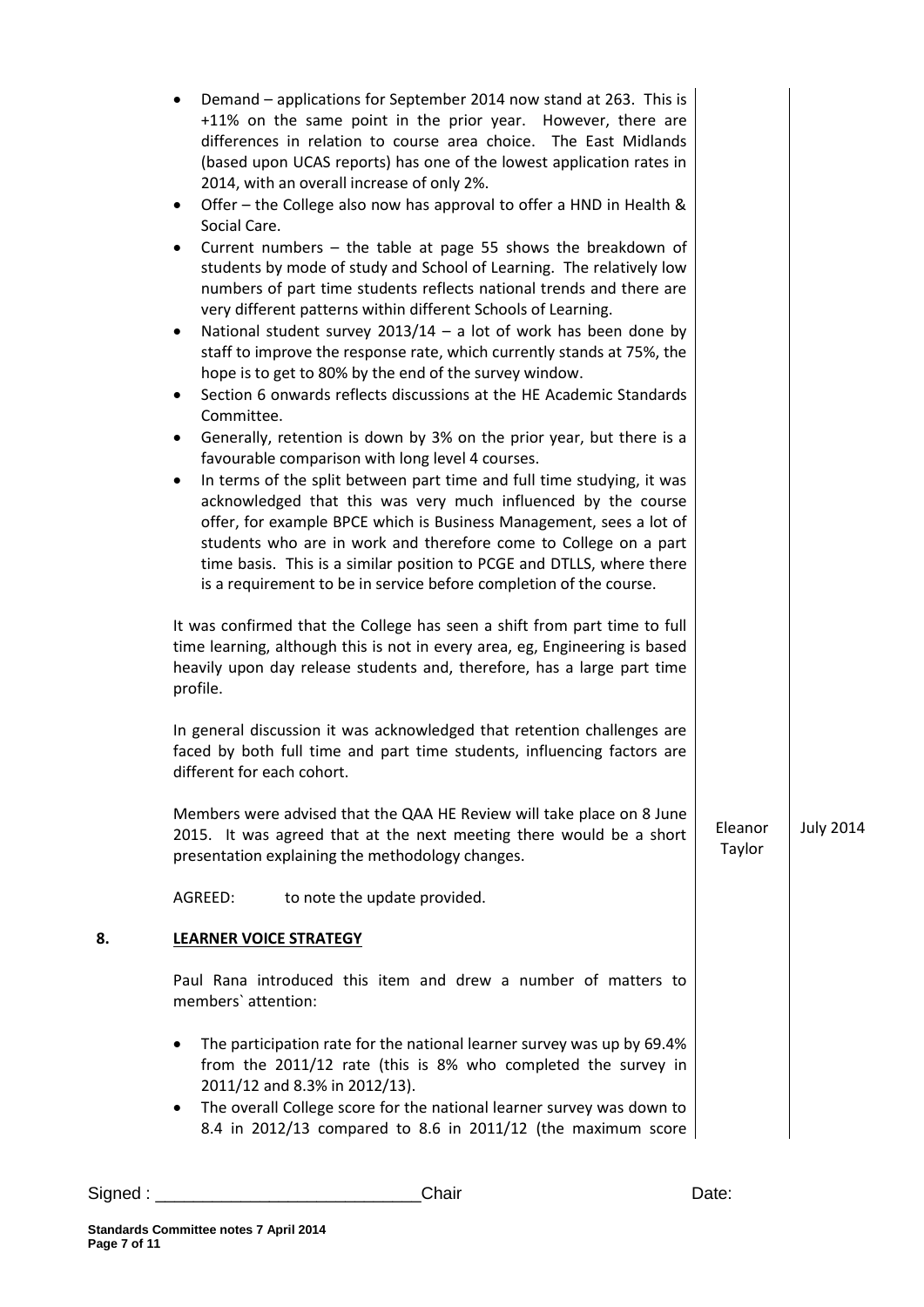- Demand – applications for September 2014 now stand at 263. This is +11% on the same point in the prior year. However, there are differences in relation to course area choice. The East Midlands (based upon UCAS reports) has one of the lowest applications rates in 2014, with an overall increase of only 2%.
- Offer – the College also now has approval to offer a HND in Health & Social Care.
- Current numbers – the table at page 55 shows the breakdown of students by mode of study and School of Learning. The relatively low numbers of part time students reflects national trends and there are very different patterns within different Schools of Learning.
- National student survey 2013/14 – a lot of work has been done by staff to improve the response rate, which currently stands at 75%, the hope is to get to 80% by the end of the survey window.
- Section 6 onwards reflects discussions at the HE Academic Standards Committee.
- Generally, retention is down by 3% on the prior year, but there is a favourable comparison with long level 4 courses.
- In terms of the split between part time and full time studying, it was acknowledged that this was very much influenced by the course offer, for example BPCE which is Business Management, sees a lot of students who are in work and therefore come to College on a part time basis. This is a similar position to PCGE and DTLLS, where there is a requirement to be in service before completion of the course.

It was confirmed that the College has seen a shift from part time to full time learning, although this is not in every area, eg, Engineering is based heavily upon day release students and, therefore, has a large part time profile.

In general discussion it was acknowledged that retention challenges are faced by both full time and part time students, influencing factors are different for each cohort.

Members were advised that the QAA HE Review will take place on 8 June 2015. It was agreed that at the next meeting there would be a short presentation explaining the methodology changes. — Eleanor Taylor — July 2014

AGREED: to note the update provided.

## 8. LEARNER VOICE STRATEGY

Paul Rana introduced this item and drew a number of matters to members` attention:

- The participation rate for the national learner survey was up by 69.4% from the 2011/12 rate (this is 8% who completed the survey in 2011/12 and 8.3% in 2012/13).
- The overall College score for the national learner survey was down to 8.4 in 2012/13 compared to 8.6 in 2011/12 (the maximum score

Signed : ___________________________Chair Date: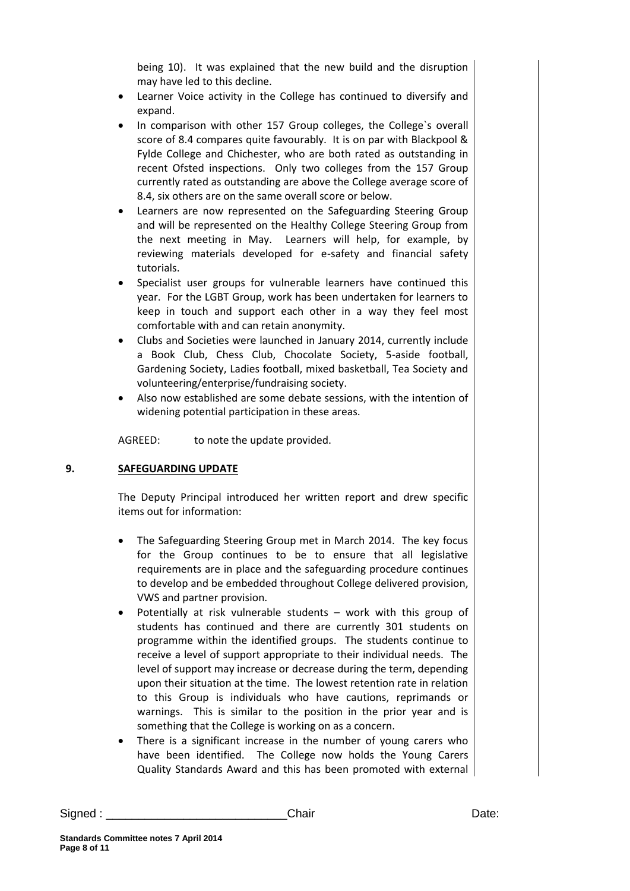being 10). It was explained that the new build and the disruption may have led to this decline.

- Learner Voice activity in the College has continued to diversify and expand.
- In comparison with other 157 Group colleges, the College`s overall score of 8.4 compares quite favourably. It is on par with Blackpool & Fylde College and Chichester, who are both rated as outstanding in recent Ofsted inspections. Only two colleges from the 157 Group currently rated as outstanding are above the College average score of 8.4, six others are on the same overall score or below.
- Learners are now represented on the Safeguarding Steering Group and will be represented on the Healthy College Steering Group from the next meeting in May. Learners will help, for example, by reviewing materials developed for e-safety and financial safety tutorials.
- Specialist user groups for vulnerable learners have continued this year. For the LGBT Group, work has been undertaken for learners to keep in touch and support each other in a way they feel most comfortable with and can retain anonymity.
- Clubs and Societies were launched in January 2014, currently include a Book Club, Chess Club, Chocolate Society, 5-aside football, Gardening Society, Ladies football, mixed basketball, Tea Society and volunteering/enterprise/fundraising society.
- Also now established are some debate sessions, with the intention of widening potential participation in these areas.

AGREED: to note the update provided.

## 9. SAFEGUARDING UPDATE

The Deputy Principal introduced her written report and drew specific items out for information:

- The Safeguarding Steering Group met in March 2014. The key focus for the Group continues to be to ensure that all legislative requirements are in place and the safeguarding procedure continues to develop and be embedded throughout College delivered provision, VWS and partner provision.
- Potentially at risk vulnerable students – work with this group of students has continued and there are currently 301 students on programme within the identified groups. The students continue to receive a level of support appropriate to their individual needs. The level of support may increase or decrease during the term, depending upon their situation at the time. The lowest retention rate in relation to this Group is individuals who have cautions, reprimands or warnings. This is similar to the position in the prior year and is something that the College is working on as a concern.
- There is a significant increase in the number of young carers who have been identified. The College now holds the Young Carers Quality Standards Award and this has been promoted with external

Signed : ___________________________Chair Date: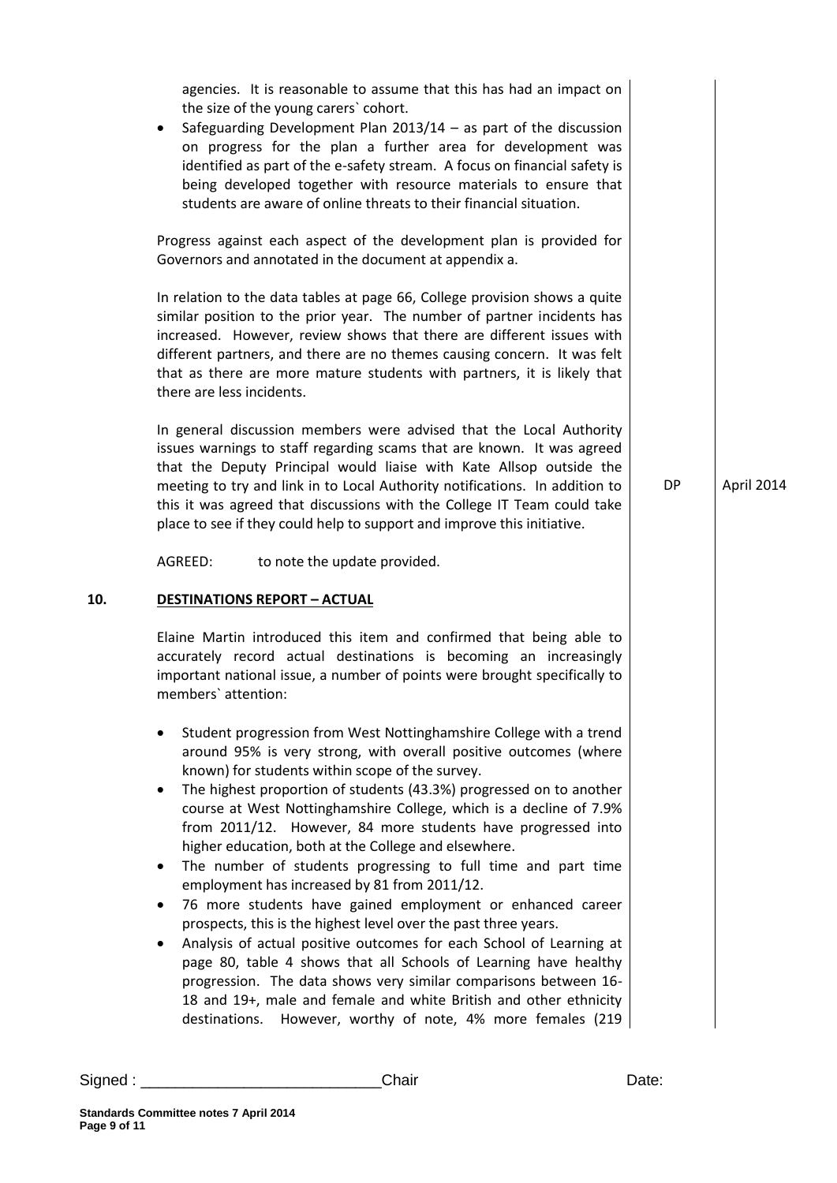agencies. It is reasonable to assume that this has had an impact on the size of the young carers` cohort.

- Safeguarding Development Plan 2013/14 – as part of the discussion on progress for the plan a further area for development was identified as part of the e-safety stream. A focus on financial safety is being developed together with resource materials to ensure that students are aware of online threats to their financial situation.

Progress against each aspect of the development plan is provided for Governors and annotated in the document at appendix a.

In relation to the data tables at page 66, College provision shows a quite similar position to the prior year. The number of partner incidents has increased. However, review shows that there are different issues with different partners, and there are no themes causing concern. It was felt that as there are more mature students with partners, it is likely that there are less incidents.

In general discussion members were advised that the Local Authority issues warnings to staff regarding scams that are known. It was agreed that the Deputy Principal would liaise with Kate Allsop outside the meeting to try and link in to Local Authority notifications. In addition to this it was agreed that discussions with the College IT Team could take place to see if they could help to support and improve this initiative. — DP — April 2014

AGREED: to note the update provided.

## 10. DESTINATIONS REPORT – ACTUAL

Elaine Martin introduced this item and confirmed that being able to accurately record actual destinations is becoming an increasingly important national issue, a number of points were brought specifically to members` attention:

- Student progression from West Nottinghamshire College with a trend around 95% is very strong, with overall positive outcomes (where known) for students within scope of the survey.
- The highest proportion of students (43.3%) progressed on to another course at West Nottinghamshire College, which is a decline of 7.9% from 2011/12. However, 84 more students have progressed into higher education, both at the College and elsewhere.
- The number of students progressing to full time and part time employment has increased by 81 from 2011/12.
- 76 more students have gained employment or enhanced career prospects, this is the highest level over the past three years.
- Analysis of actual positive outcomes for each School of Learning at page 80, table 4 shows that all Schools of Learning have healthy progression. The data shows very similar comparisons between 16-18 and 19+, male and female and white British and other ethnicity destinations. However, worthy of note, 4% more females (219

Signed : ___________________________Chair Date: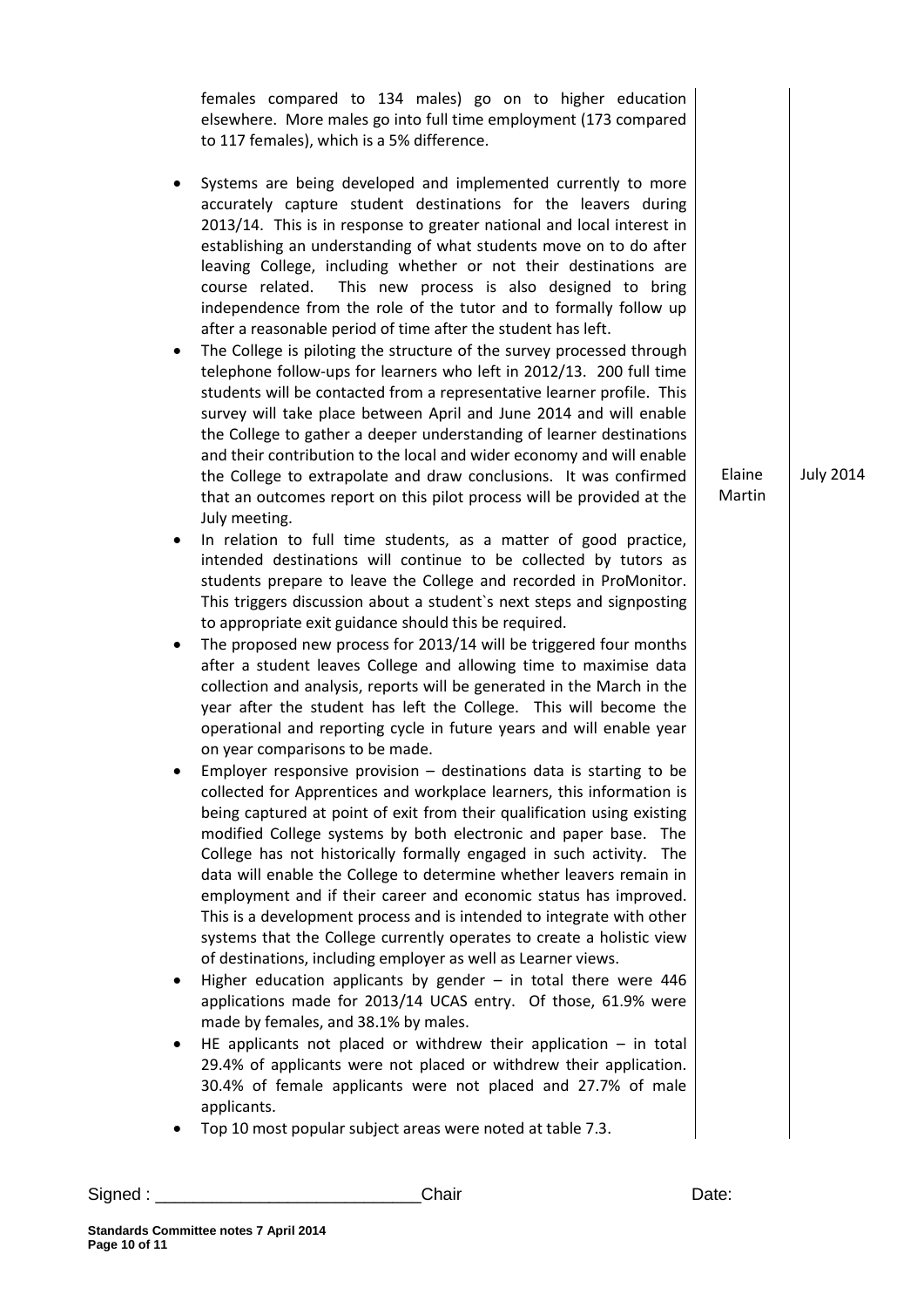| | | |
|---|---|---|
| females compared to 134 males) go on to higher education elsewhere. More males go into full time employment (173 compared to 117 females), which is a 5% difference.<br><br>• Systems are being developed and implemented currently to more accurately capture student destinations for the leavers during 2013/14. This is in response to greater national and local interest in establishing an understanding of what students move on to do after leaving College, including whether or not their destinations are course related. This new process is also designed to bring independence from the role of the tutor and to formally follow up after a reasonable period of time after the student has left.<br>• The College is piloting the structure of the survey processed through telephone follow-ups for learners who left in 2012/13. 200 full time students will be contacted from a representative learner profile. This survey will take place between April and June 2014 and will enable the College to gather a deeper understanding of learner destinations and their contribution to the local and wider economy and will enable the College to extrapolate and draw conclusions. It was confirmed that an outcomes report on this pilot process will be provided at the July meeting.<br>• In relation to full time students, as a matter of good practice, intended destinations will continue to be collected by tutors as students prepare to leave the College and recorded in ProMonitor. This triggers discussion about a student`s next steps and signposting to appropriate exit guidance should this be required.<br>• The proposed new process for 2013/14 will be triggered four months after a student leaves College and allowing time to maximise data collection and analysis, reports will be generated in the March in the year after the student has left the College. This will become the operational and reporting cycle in future years and will enable year on year comparisons to be made.<br>• Employer responsive provision – destinations data is starting to be collected for Apprentices and workplace learners, this information is being captured at point of exit from their qualification using existing modified College systems by both electronic and paper base. The College has not historically formally engaged in such activity. The data will enable the College to determine whether leavers remain in employment and if their career and economic status has improved. This is a development process and is intended to integrate with other systems that the College currently operates to create a holistic view of destinations, including employer as well as Learner views.<br>• Higher education applicants by gender – in total there were 446 applications made for 2013/14 UCAS entry. Of those, 61.9% were made by females, and 38.1% by males.<br>• HE applicants not placed or withdrew their application – in total 29.4% of applicants were not placed or withdrew their application. 30.4% of female applicants were not placed and 27.7% of male applicants.<br>• Top 10 most popular subject areas were noted at table 7.3. | Elaine Martin | July 2014 |

Signed : ___________________________Chair Date:

**Standards Committee notes 7 April 2014**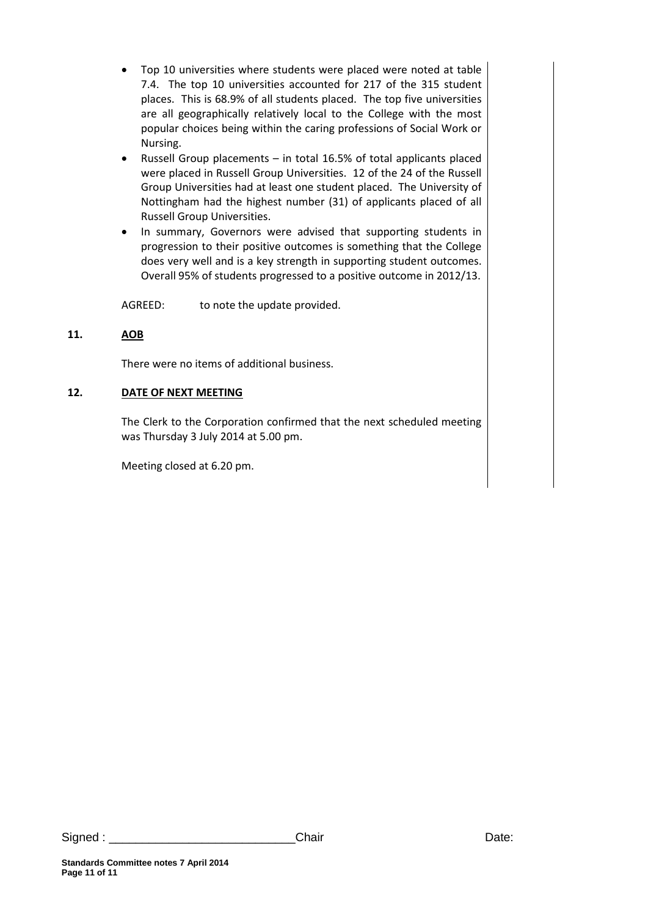- Top 10 universities where students were placed were noted at table 7.4. The top 10 universities accounted for 217 of the 315 student places. This is 68.9% of all students placed. The top five universities are all geographically relatively local to the College with the most popular choices being within the caring professions of Social Work or Nursing.
- Russell Group placements – in total 16.5% of total applicants placed were placed in Russell Group Universities. 12 of the 24 of the Russell Group Universities had at least one student placed. The University of Nottingham had the highest number (31) of applicants placed of all Russell Group Universities.
- In summary, Governors were advised that supporting students in progression to their positive outcomes is something that the College does very well and is a key strength in supporting student outcomes. Overall 95% of students progressed to a positive outcome in 2012/13.

AGREED: to note the update provided.

**11. AOB**

There were no items of additional business.

**12. DATE OF NEXT MEETING**

The Clerk to the Corporation confirmed that the next scheduled meeting was Thursday 3 July 2014 at 5.00 pm.

Meeting closed at 6.20 pm.

Signed : ___________________________ Chair Date: